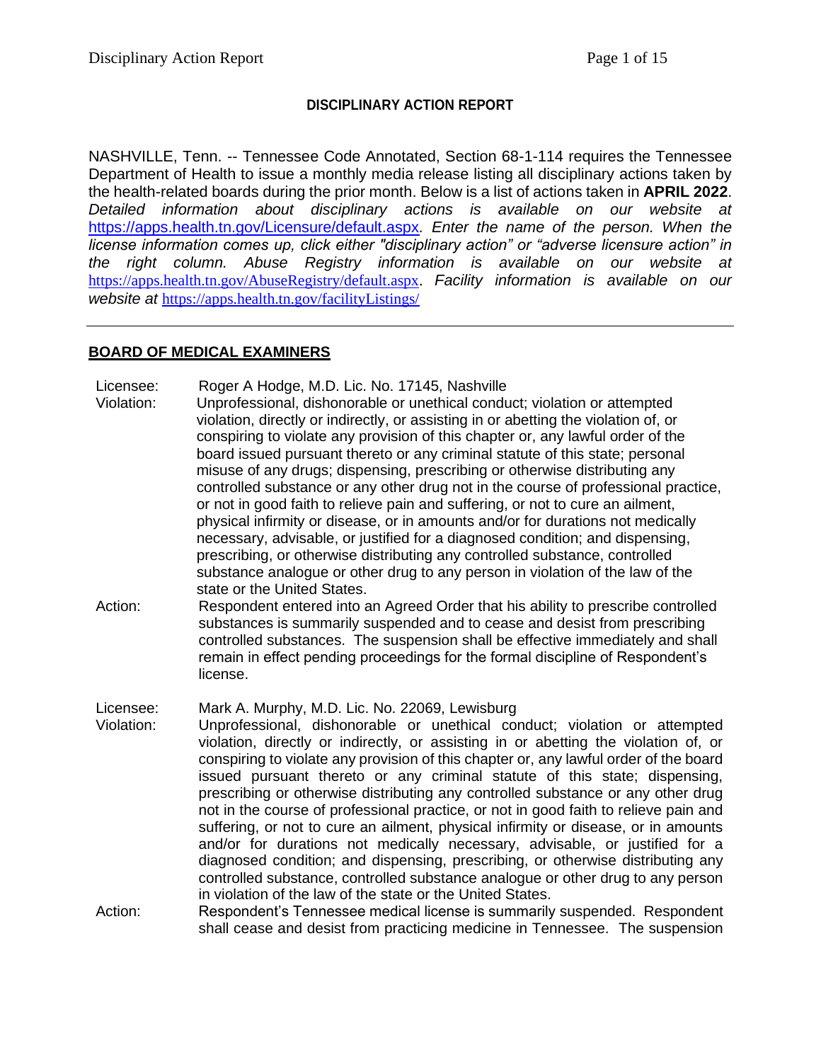**DISCIPLINARY ACTION REPORT**

NASHVILLE, Tenn. -- Tennessee Code Annotated, Section 68-1-114 requires the Tennessee Department of Health to issue a monthly media release listing all disciplinary actions taken by the health-related boards during the prior month. Below is a list of actions taken in **APRIL 2022**. *Detailed information about disciplinary actions is available on our website at* https://apps.health.tn.gov/Licensure/default.aspx*. Enter the name of the person. When the license information comes up, click either "disciplinary action" or "adverse licensure action" in the right column. Abuse Registry information is available on our website at* https://apps.health.tn.gov/AbuseRegistry/default.aspx. *Facility information is available on our website at* https://apps.health.tn.gov/facilityListings/

---

## BOARD OF MEDICAL EXAMINERS

Licensee: Roger A Hodge, M.D. Lic. No. 17145, Nashville

Violation: Unprofessional, dishonorable or unethical conduct; violation or attempted violation, directly or indirectly, or assisting in or abetting the violation of, or conspiring to violate any provision of this chapter or, any lawful order of the board issued pursuant thereto or any criminal statute of this state; personal misuse of any drugs; dispensing, prescribing or otherwise distributing any controlled substance or any other drug not in the course of professional practice, or not in good faith to relieve pain and suffering, or not to cure an ailment, physical infirmity or disease, or in amounts and/or for durations not medically necessary, advisable, or justified for a diagnosed condition; and dispensing, prescribing, or otherwise distributing any controlled substance, controlled substance analogue or other drug to any person in violation of the law of the state or the United States.

Action: Respondent entered into an Agreed Order that his ability to prescribe controlled substances is summarily suspended and to cease and desist from prescribing controlled substances. The suspension shall be effective immediately and shall remain in effect pending proceedings for the formal discipline of Respondent's license.

Licensee: Mark A. Murphy, M.D. Lic. No. 22069, Lewisburg

Violation: Unprofessional, dishonorable or unethical conduct; violation or attempted violation, directly or indirectly, or assisting in or abetting the violation of, or conspiring to violate any provision of this chapter or, any lawful order of the board issued pursuant thereto or any criminal statute of this state; dispensing, prescribing or otherwise distributing any controlled substance or any other drug not in the course of professional practice, or not in good faith to relieve pain and suffering, or not to cure an ailment, physical infirmity or disease, or in amounts and/or for durations not medically necessary, advisable, or justified for a diagnosed condition; and dispensing, prescribing, or otherwise distributing any controlled substance, controlled substance analogue or other drug to any person in violation of the law of the state or the United States.

Action: Respondent's Tennessee medical license is summarily suspended. Respondent shall cease and desist from practicing medicine in Tennessee. The suspension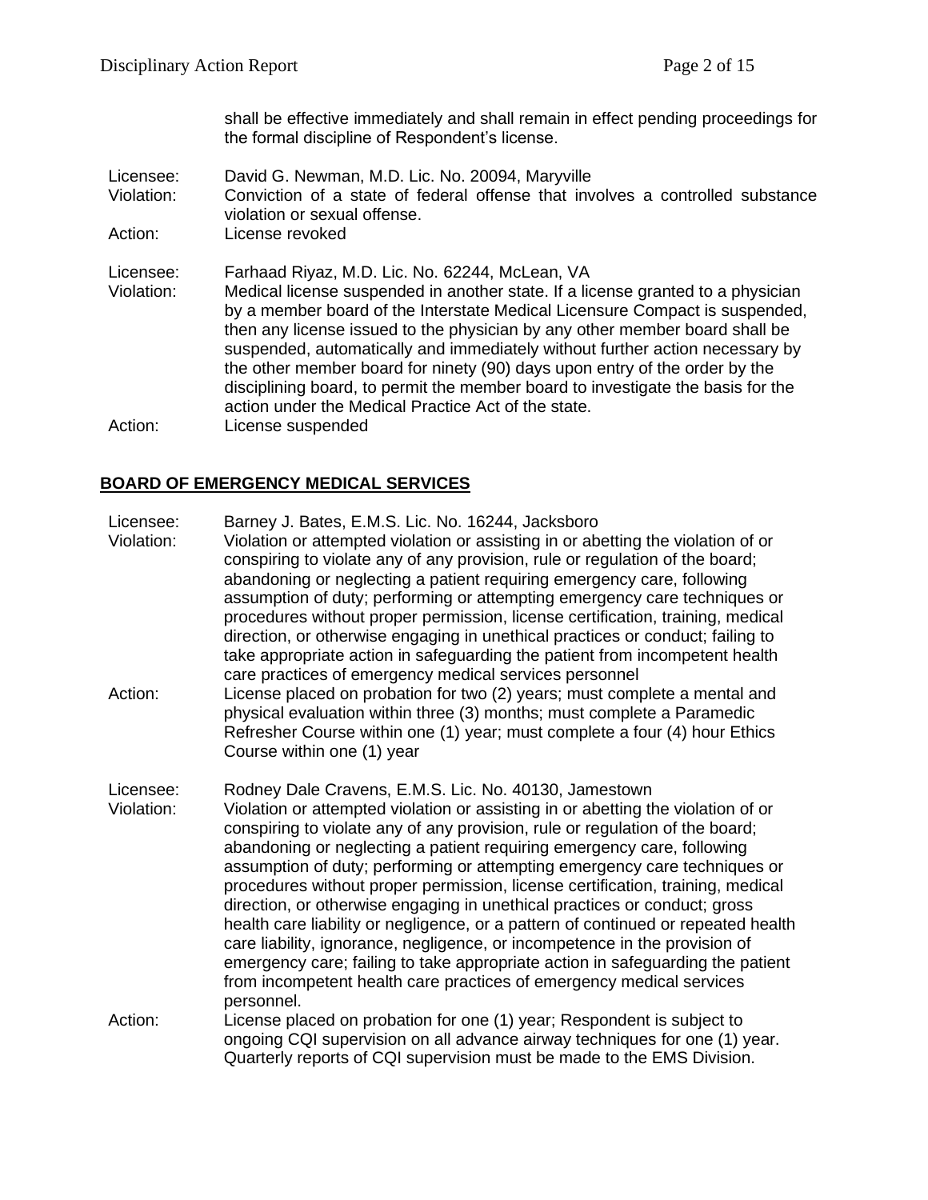shall be effective immediately and shall remain in effect pending proceedings for the formal discipline of Respondent's license.

Licensee: David G. Newman, M.D. Lic. No. 20094, Maryville
Violation: Conviction of a state of federal offense that involves a controlled substance violation or sexual offense.
Action: License revoked

Licensee: Farhaad Riyaz, M.D. Lic. No. 62244, McLean, VA
Violation: Medical license suspended in another state. If a license granted to a physician by a member board of the Interstate Medical Licensure Compact is suspended, then any license issued to the physician by any other member board shall be suspended, automatically and immediately without further action necessary by the other member board for ninety (90) days upon entry of the order by the disciplining board, to permit the member board to investigate the basis for the action under the Medical Practice Act of the state.
Action: License suspended

## BOARD OF EMERGENCY MEDICAL SERVICES

Licensee: Barney J. Bates, E.M.S. Lic. No. 16244, Jacksboro
Violation: Violation or attempted violation or assisting in or abetting the violation of or conspiring to violate any of any provision, rule or regulation of the board; abandoning or neglecting a patient requiring emergency care, following assumption of duty; performing or attempting emergency care techniques or procedures without proper permission, license certification, training, medical direction, or otherwise engaging in unethical practices or conduct; failing to take appropriate action in safeguarding the patient from incompetent health care practices of emergency medical services personnel
Action: License placed on probation for two (2) years; must complete a mental and physical evaluation within three (3) months; must complete a Paramedic Refresher Course within one (1) year; must complete a four (4) hour Ethics Course within one (1) year

Licensee: Rodney Dale Cravens, E.M.S. Lic. No. 40130, Jamestown
Violation: Violation or attempted violation or assisting in or abetting the violation of or conspiring to violate any of any provision, rule or regulation of the board; abandoning or neglecting a patient requiring emergency care, following assumption of duty; performing or attempting emergency care techniques or procedures without proper permission, license certification, training, medical direction, or otherwise engaging in unethical practices or conduct; gross health care liability or negligence, or a pattern of continued or repeated health care liability, ignorance, negligence, or incompetence in the provision of emergency care; failing to take appropriate action in safeguarding the patient from incompetent health care practices of emergency medical services personnel.
Action: License placed on probation for one (1) year; Respondent is subject to ongoing CQI supervision on all advance airway techniques for one (1) year. Quarterly reports of CQI supervision must be made to the EMS Division.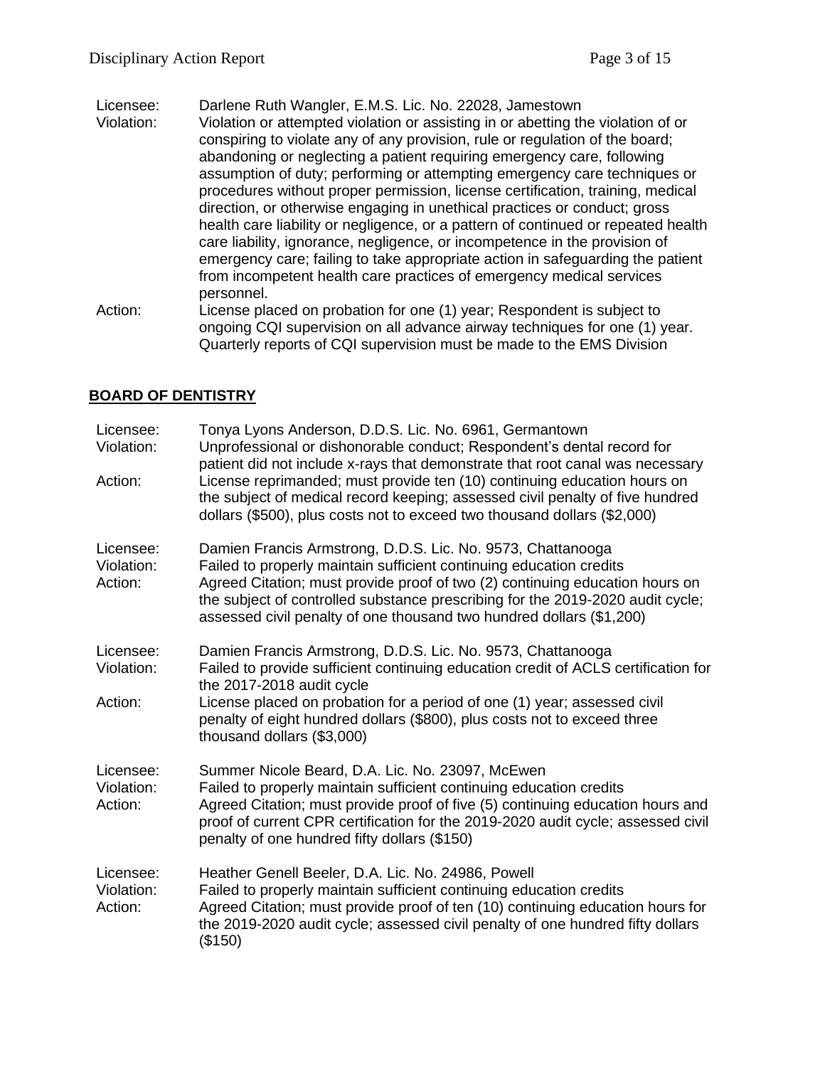Licensee: Darlene Ruth Wangler, E.M.S. Lic. No. 22028, Jamestown
Violation: Violation or attempted violation or assisting in or abetting the violation of or conspiring to violate any of any provision, rule or regulation of the board; abandoning or neglecting a patient requiring emergency care, following assumption of duty; performing or attempting emergency care techniques or procedures without proper permission, license certification, training, medical direction, or otherwise engaging in unethical practices or conduct; gross health care liability or negligence, or a pattern of continued or repeated health care liability, ignorance, negligence, or incompetence in the provision of emergency care; failing to take appropriate action in safeguarding the patient from incompetent health care practices of emergency medical services personnel.
Action: License placed on probation for one (1) year; Respondent is subject to ongoing CQI supervision on all advance airway techniques for one (1) year. Quarterly reports of CQI supervision must be made to the EMS Division

## BOARD OF DENTISTRY

Licensee: Tonya Lyons Anderson, D.D.S. Lic. No. 6961, Germantown
Violation: Unprofessional or dishonorable conduct; Respondent's dental record for patient did not include x-rays that demonstrate that root canal was necessary
Action: License reprimanded; must provide ten (10) continuing education hours on the subject of medical record keeping; assessed civil penalty of five hundred dollars ($500), plus costs not to exceed two thousand dollars ($2,000)

Licensee: Damien Francis Armstrong, D.D.S. Lic. No. 9573, Chattanooga
Violation: Failed to properly maintain sufficient continuing education credits
Action: Agreed Citation; must provide proof of two (2) continuing education hours on the subject of controlled substance prescribing for the 2019-2020 audit cycle; assessed civil penalty of one thousand two hundred dollars ($1,200)

Licensee: Damien Francis Armstrong, D.D.S. Lic. No. 9573, Chattanooga
Violation: Failed to provide sufficient continuing education credit of ACLS certification for the 2017-2018 audit cycle
Action: License placed on probation for a period of one (1) year; assessed civil penalty of eight hundred dollars ($800), plus costs not to exceed three thousand dollars ($3,000)

Licensee: Summer Nicole Beard, D.A. Lic. No. 23097, McEwen
Violation: Failed to properly maintain sufficient continuing education credits
Action: Agreed Citation; must provide proof of five (5) continuing education hours and proof of current CPR certification for the 2019-2020 audit cycle; assessed civil penalty of one hundred fifty dollars ($150)

Licensee: Heather Genell Beeler, D.A. Lic. No. 24986, Powell
Violation: Failed to properly maintain sufficient continuing education credits
Action: Agreed Citation; must provide proof of ten (10) continuing education hours for the 2019-2020 audit cycle; assessed civil penalty of one hundred fifty dollars ($150)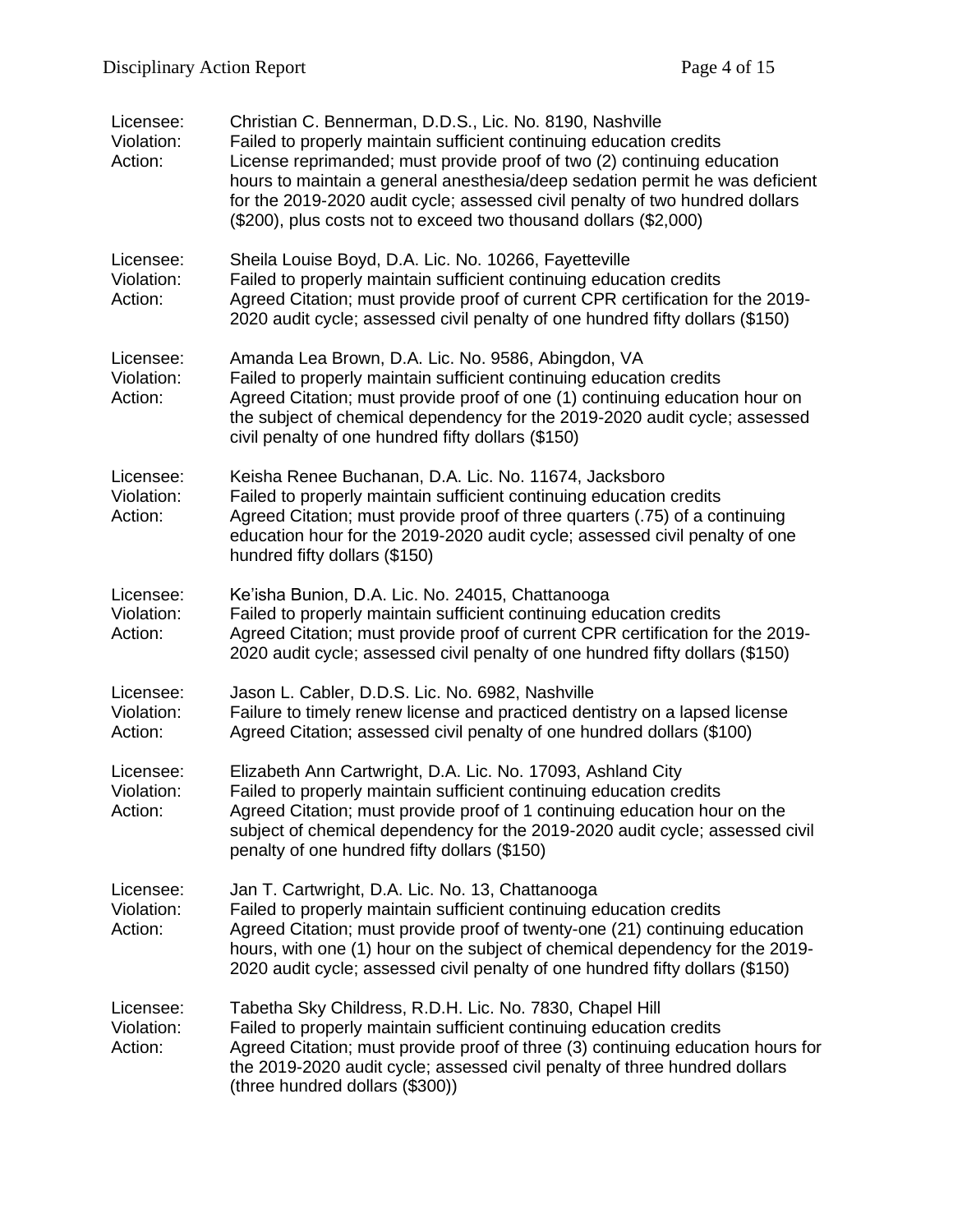Licensee: Christian C. Bennerman, D.D.S., Lic. No. 8190, Nashville
Violation: Failed to properly maintain sufficient continuing education credits
Action: License reprimanded; must provide proof of two (2) continuing education hours to maintain a general anesthesia/deep sedation permit he was deficient for the 2019-2020 audit cycle; assessed civil penalty of two hundred dollars ($200), plus costs not to exceed two thousand dollars ($2,000)

Licensee: Sheila Louise Boyd, D.A. Lic. No. 10266, Fayetteville
Violation: Failed to properly maintain sufficient continuing education credits
Action: Agreed Citation; must provide proof of current CPR certification for the 2019-2020 audit cycle; assessed civil penalty of one hundred fifty dollars ($150)

Licensee: Amanda Lea Brown, D.A. Lic. No. 9586, Abingdon, VA
Violation: Failed to properly maintain sufficient continuing education credits
Action: Agreed Citation; must provide proof of one (1) continuing education hour on the subject of chemical dependency for the 2019-2020 audit cycle; assessed civil penalty of one hundred fifty dollars ($150)

Licensee: Keisha Renee Buchanan, D.A. Lic. No. 11674, Jacksboro
Violation: Failed to properly maintain sufficient continuing education credits
Action: Agreed Citation; must provide proof of three quarters (.75) of a continuing education hour for the 2019-2020 audit cycle; assessed civil penalty of one hundred fifty dollars ($150)

Licensee: Ke'isha Bunion, D.A. Lic. No. 24015, Chattanooga
Violation: Failed to properly maintain sufficient continuing education credits
Action: Agreed Citation; must provide proof of current CPR certification for the 2019-2020 audit cycle; assessed civil penalty of one hundred fifty dollars ($150)

Licensee: Jason L. Cabler, D.D.S Lic. No. 6982, Nashville
Violation: Failure to timely renew license and practiced dentistry on a lapsed license
Action: Agreed Citation; assessed civil penalty of one hundred dollars ($100)

Licensee: Elizabeth Ann Cartwright, D.A. Lic. No. 17093, Ashland City
Violation: Failed to properly maintain sufficient continuing education credits
Action: Agreed Citation; must provide proof of 1 continuing education hour on the subject of chemical dependency for the 2019-2020 audit cycle; assessed civil penalty of one hundred fifty dollars ($150)

Licensee: Jan T. Cartwright, D.A. Lic. No. 13, Chattanooga
Violation: Failed to properly maintain sufficient continuing education credits
Action: Agreed Citation; must provide proof of twenty-one (21) continuing education hours, with one (1) hour on the subject of chemical dependency for the 2019-2020 audit cycle; assessed civil penalty of one hundred fifty dollars ($150)

Licensee: Tabetha Sky Childress, R.D.H. Lic. No. 7830, Chapel Hill
Violation: Failed to properly maintain sufficient continuing education credits
Action: Agreed Citation; must provide proof of three (3) continuing education hours for the 2019-2020 audit cycle; assessed civil penalty of three hundred dollars (three hundred dollars ($300))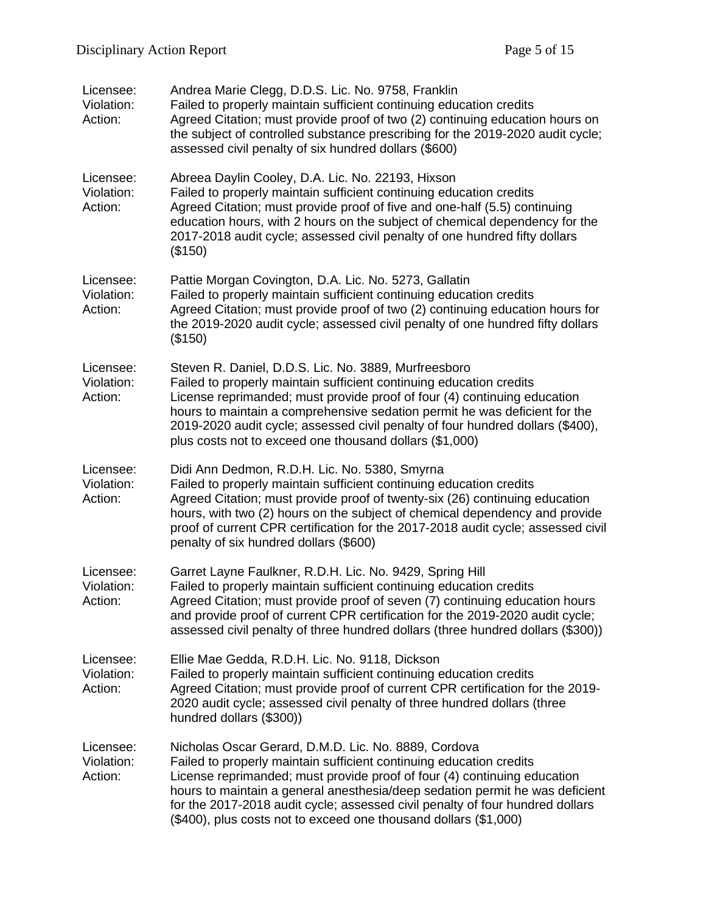Licensee: Andrea Marie Clegg, D.D.S. Lic. No. 9758, Franklin
Violation: Failed to properly maintain sufficient continuing education credits
Action: Agreed Citation; must provide proof of two (2) continuing education hours on the subject of controlled substance prescribing for the 2019-2020 audit cycle; assessed civil penalty of six hundred dollars ($600)

Licensee: Abreea Daylin Cooley, D.A. Lic. No. 22193, Hixson
Violation: Failed to properly maintain sufficient continuing education credits
Action: Agreed Citation; must provide proof of five and one-half (5.5) continuing education hours, with 2 hours on the subject of chemical dependency for the 2017-2018 audit cycle; assessed civil penalty of one hundred fifty dollars ($150)

Licensee: Pattie Morgan Covington, D.A. Lic. No. 5273, Gallatin
Violation: Failed to properly maintain sufficient continuing education credits
Action: Agreed Citation; must provide proof of two (2) continuing education hours for the 2019-2020 audit cycle; assessed civil penalty of one hundred fifty dollars ($150)

Licensee: Steven R. Daniel, D.D.S. Lic. No. 3889, Murfreesboro
Violation: Failed to properly maintain sufficient continuing education credits
Action: License reprimanded; must provide proof of four (4) continuing education hours to maintain a comprehensive sedation permit he was deficient for the 2019-2020 audit cycle; assessed civil penalty of four hundred dollars ($400), plus costs not to exceed one thousand dollars ($1,000)

Licensee: Didi Ann Dedmon, R.D.H. Lic. No. 5380, Smyrna
Violation: Failed to properly maintain sufficient continuing education credits
Action: Agreed Citation; must provide proof of twenty-six (26) continuing education hours, with two (2) hours on the subject of chemical dependency and provide proof of current CPR certification for the 2017-2018 audit cycle; assessed civil penalty of six hundred dollars ($600)

Licensee: Garret Layne Faulkner, R.D.H. Lic. No. 9429, Spring Hill
Violation: Failed to properly maintain sufficient continuing education credits
Action: Agreed Citation; must provide proof of seven (7) continuing education hours and provide proof of current CPR certification for the 2019-2020 audit cycle; assessed civil penalty of three hundred dollars (three hundred dollars ($300))

Licensee: Ellie Mae Gedda, R.D.H. Lic. No. 9118, Dickson
Violation: Failed to properly maintain sufficient continuing education credits
Action: Agreed Citation; must provide proof of current CPR certification for the 2019-2020 audit cycle; assessed civil penalty of three hundred dollars (three hundred dollars ($300))

Licensee: Nicholas Oscar Gerard, D.M.D. Lic. No. 8889, Cordova
Violation: Failed to properly maintain sufficient continuing education credits
Action: License reprimanded; must provide proof of four (4) continuing education hours to maintain a general anesthesia/deep sedation permit he was deficient for the 2017-2018 audit cycle; assessed civil penalty of four hundred dollars ($400), plus costs not to exceed one thousand dollars ($1,000)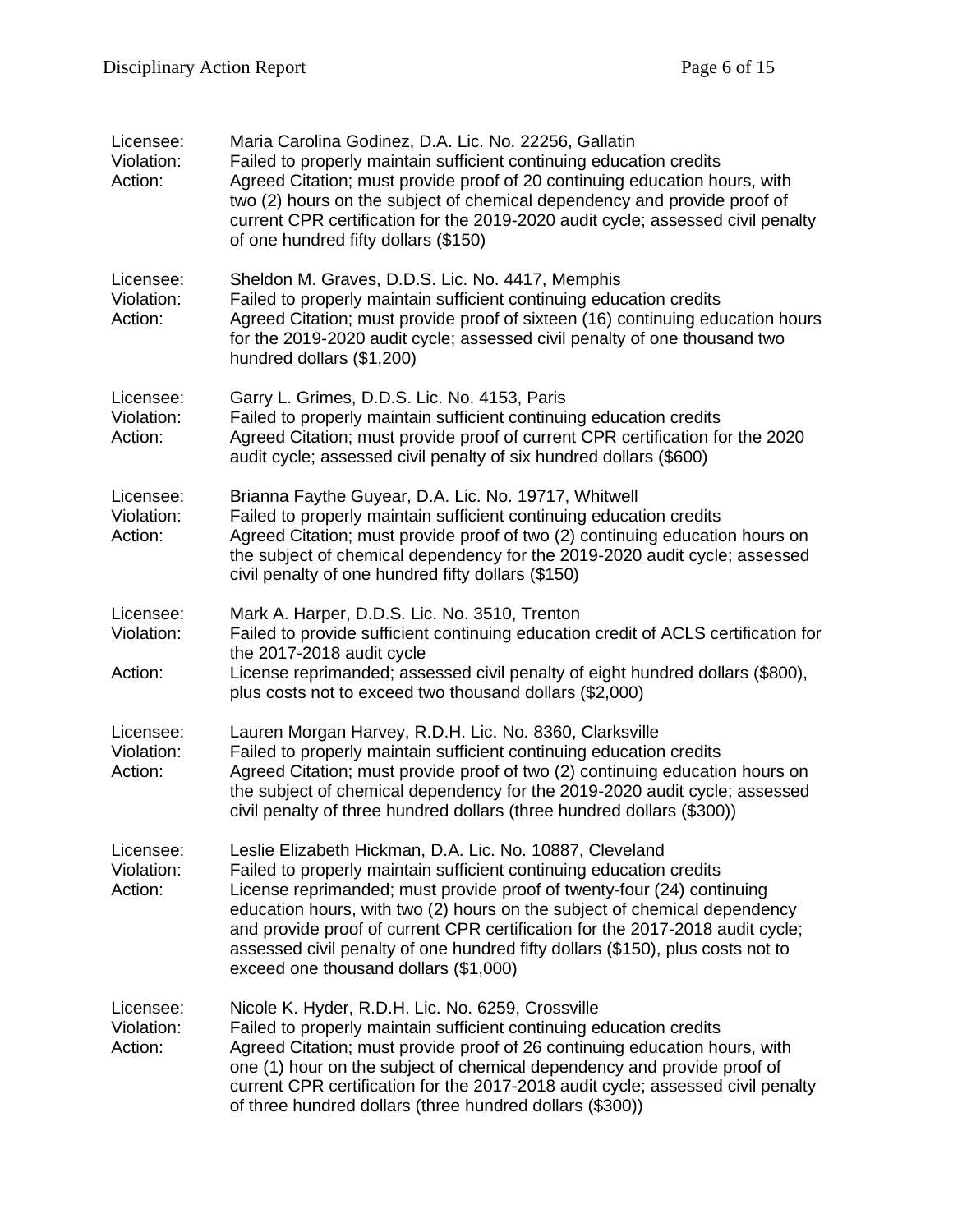Licensee: Maria Carolina Godinez, D.A. Lic. No. 22256, Gallatin
Violation: Failed to properly maintain sufficient continuing education credits
Action: Agreed Citation; must provide proof of 20 continuing education hours, with two (2) hours on the subject of chemical dependency and provide proof of current CPR certification for the 2019-2020 audit cycle; assessed civil penalty of one hundred fifty dollars ($150)

Licensee: Sheldon M. Graves, D.D.S. Lic. No. 4417, Memphis
Violation: Failed to properly maintain sufficient continuing education credits
Action: Agreed Citation; must provide proof of sixteen (16) continuing education hours for the 2019-2020 audit cycle; assessed civil penalty of one thousand two hundred dollars ($1,200)

Licensee: Garry L. Grimes, D.D.S. Lic. No. 4153, Paris
Violation: Failed to properly maintain sufficient continuing education credits
Action: Agreed Citation; must provide proof of current CPR certification for the 2020 audit cycle; assessed civil penalty of six hundred dollars ($600)

Licensee: Brianna Faythe Guyear, D.A. Lic. No. 19717, Whitwell
Violation: Failed to properly maintain sufficient continuing education credits
Action: Agreed Citation; must provide proof of two (2) continuing education hours on the subject of chemical dependency for the 2019-2020 audit cycle; assessed civil penalty of one hundred fifty dollars ($150)

Licensee: Mark A. Harper, D.D.S. Lic. No. 3510, Trenton
Violation: Failed to provide sufficient continuing education credit of ACLS certification for the 2017-2018 audit cycle
Action: License reprimanded; assessed civil penalty of eight hundred dollars ($800), plus costs not to exceed two thousand dollars ($2,000)

Licensee: Lauren Morgan Harvey, R.D.H. Lic. No. 8360, Clarksville
Violation: Failed to properly maintain sufficient continuing education credits
Action: Agreed Citation; must provide proof of two (2) continuing education hours on the subject of chemical dependency for the 2019-2020 audit cycle; assessed civil penalty of three hundred dollars (three hundred dollars ($300))

Licensee: Leslie Elizabeth Hickman, D.A. Lic. No. 10887, Cleveland
Violation: Failed to properly maintain sufficient continuing education credits
Action: License reprimanded; must provide proof of twenty-four (24) continuing education hours, with two (2) hours on the subject of chemical dependency and provide proof of current CPR certification for the 2017-2018 audit cycle; assessed civil penalty of one hundred fifty dollars ($150), plus costs not to exceed one thousand dollars ($1,000)

Licensee: Nicole K. Hyder, R.D.H. Lic. No. 6259, Crossville
Violation: Failed to properly maintain sufficient continuing education credits
Action: Agreed Citation; must provide proof of 26 continuing education hours, with one (1) hour on the subject of chemical dependency and provide proof of current CPR certification for the 2017-2018 audit cycle; assessed civil penalty of three hundred dollars (three hundred dollars ($300))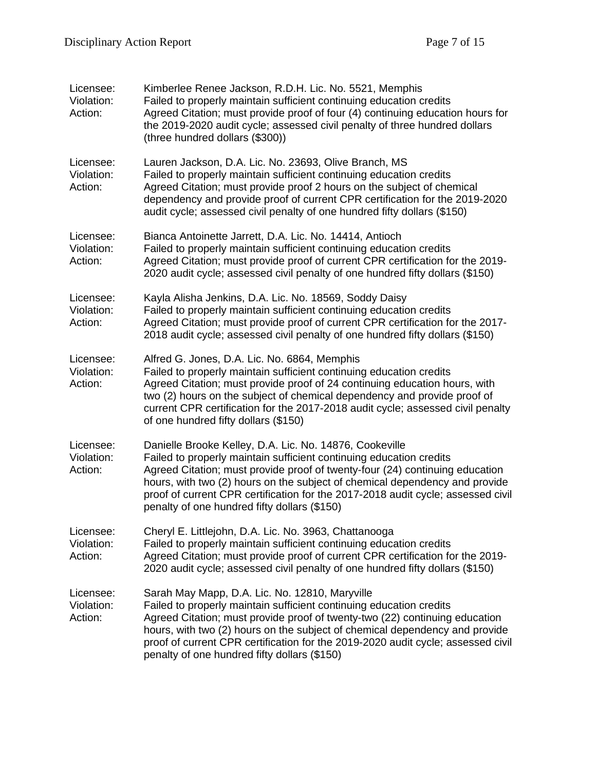Licensee: Kimberlee Renee Jackson, R.D.H. Lic. No. 5521, Memphis
Violation: Failed to properly maintain sufficient continuing education credits
Action: Agreed Citation; must provide proof of four (4) continuing education hours for the 2019-2020 audit cycle; assessed civil penalty of three hundred dollars (three hundred dollars ($300))

Licensee: Lauren Jackson, D.A. Lic. No. 23693, Olive Branch, MS
Violation: Failed to properly maintain sufficient continuing education credits
Action: Agreed Citation; must provide proof 2 hours on the subject of chemical dependency and provide proof of current CPR certification for the 2019-2020 audit cycle; assessed civil penalty of one hundred fifty dollars ($150)

Licensee: Bianca Antoinette Jarrett, D.A. Lic. No. 14414, Antioch
Violation: Failed to properly maintain sufficient continuing education credits
Action: Agreed Citation; must provide proof of current CPR certification for the 2019-2020 audit cycle; assessed civil penalty of one hundred fifty dollars ($150)

Licensee: Kayla Alisha Jenkins, D.A. Lic. No. 18569, Soddy Daisy
Violation: Failed to properly maintain sufficient continuing education credits
Action: Agreed Citation; must provide proof of current CPR certification for the 2017-2018 audit cycle; assessed civil penalty of one hundred fifty dollars ($150)

Licensee: Alfred G. Jones, D.A. Lic. No. 6864, Memphis
Violation: Failed to properly maintain sufficient continuing education credits
Action: Agreed Citation; must provide proof of 24 continuing education hours, with two (2) hours on the subject of chemical dependency and provide proof of current CPR certification for the 2017-2018 audit cycle; assessed civil penalty of one hundred fifty dollars ($150)

Licensee: Danielle Brooke Kelley, D.A. Lic. No. 14876, Cookeville
Violation: Failed to properly maintain sufficient continuing education credits
Action: Agreed Citation; must provide proof of twenty-four (24) continuing education hours, with two (2) hours on the subject of chemical dependency and provide proof of current CPR certification for the 2017-2018 audit cycle; assessed civil penalty of one hundred fifty dollars ($150)

Licensee: Cheryl E. Littlejohn, D.A. Lic. No. 3963, Chattanooga
Violation: Failed to properly maintain sufficient continuing education credits
Action: Agreed Citation; must provide proof of current CPR certification for the 2019-2020 audit cycle; assessed civil penalty of one hundred fifty dollars ($150)

Licensee: Sarah May Mapp, D.A. Lic. No. 12810, Maryville
Violation: Failed to properly maintain sufficient continuing education credits
Action: Agreed Citation; must provide proof of twenty-two (22) continuing education hours, with two (2) hours on the subject of chemical dependency and provide proof of current CPR certification for the 2019-2020 audit cycle; assessed civil penalty of one hundred fifty dollars ($150)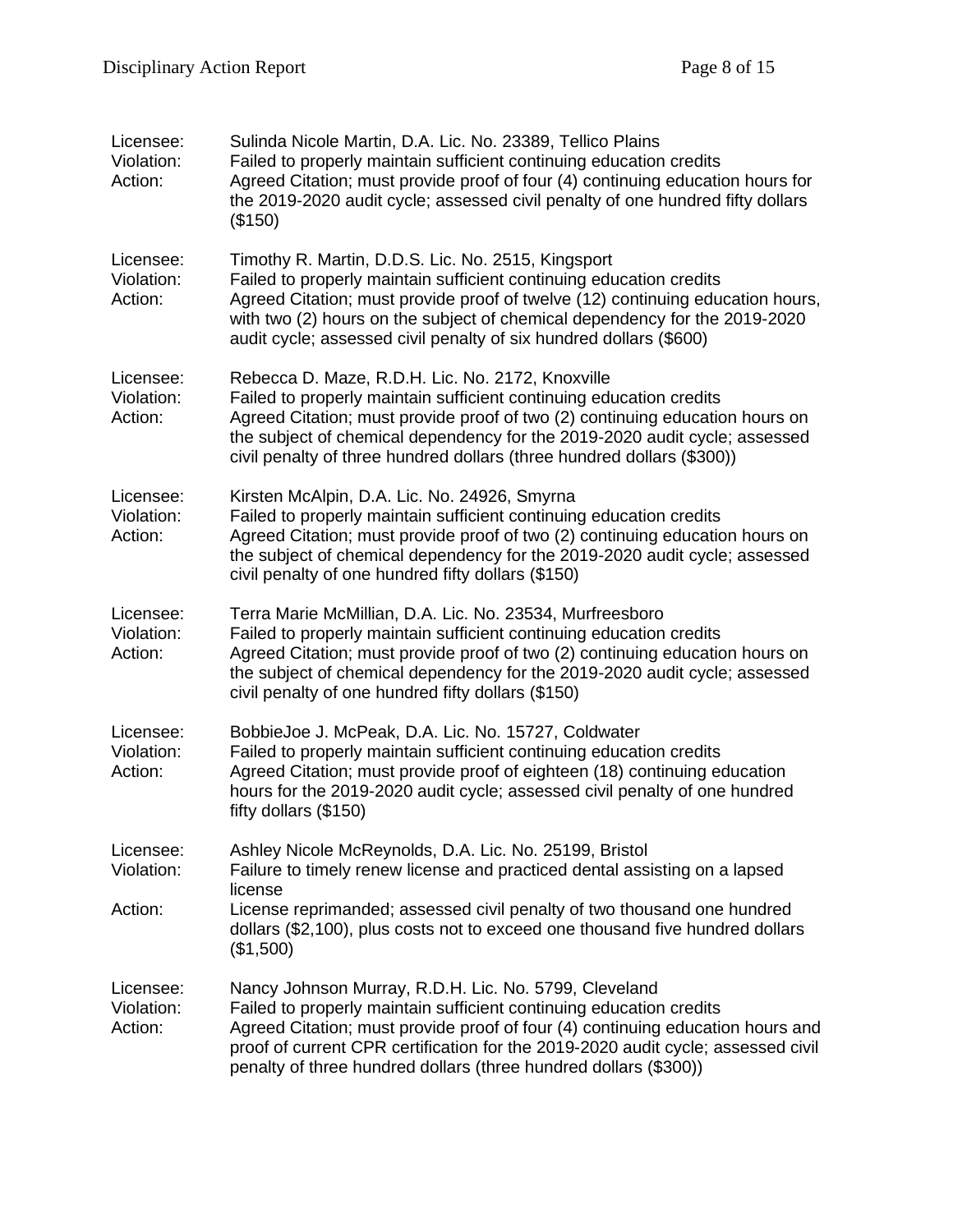Licensee: Sulinda Nicole Martin, D.A. Lic. No. 23389, Tellico Plains
Violation: Failed to properly maintain sufficient continuing education credits
Action: Agreed Citation; must provide proof of four (4) continuing education hours for the 2019-2020 audit cycle; assessed civil penalty of one hundred fifty dollars ($150)

Licensee: Timothy R. Martin, D.D.S. Lic. No. 2515, Kingsport
Violation: Failed to properly maintain sufficient continuing education credits
Action: Agreed Citation; must provide proof of twelve (12) continuing education hours, with two (2) hours on the subject of chemical dependency for the 2019-2020 audit cycle; assessed civil penalty of six hundred dollars ($600)

Licensee: Rebecca D. Maze, R.D.H. Lic. No. 2172, Knoxville
Violation: Failed to properly maintain sufficient continuing education credits
Action: Agreed Citation; must provide proof of two (2) continuing education hours on the subject of chemical dependency for the 2019-2020 audit cycle; assessed civil penalty of three hundred dollars (three hundred dollars ($300))

Licensee: Kirsten McAlpin, D.A. Lic. No. 24926, Smyrna
Violation: Failed to properly maintain sufficient continuing education credits
Action: Agreed Citation; must provide proof of two (2) continuing education hours on the subject of chemical dependency for the 2019-2020 audit cycle; assessed civil penalty of one hundred fifty dollars ($150)

Licensee: Terra Marie McMillian, D.A. Lic. No. 23534, Murfreesboro
Violation: Failed to properly maintain sufficient continuing education credits
Action: Agreed Citation; must provide proof of two (2) continuing education hours on the subject of chemical dependency for the 2019-2020 audit cycle; assessed civil penalty of one hundred fifty dollars ($150)

Licensee: BobbieJoe J. McPeak, D.A. Lic. No. 15727, Coldwater
Violation: Failed to properly maintain sufficient continuing education credits
Action: Agreed Citation; must provide proof of eighteen (18) continuing education hours for the 2019-2020 audit cycle; assessed civil penalty of one hundred fifty dollars ($150)

Licensee: Ashley Nicole McReynolds, D.A. Lic. No. 25199, Bristol
Violation: Failure to timely renew license and practiced dental assisting on a lapsed license
Action: License reprimanded; assessed civil penalty of two thousand one hundred dollars ($2,100), plus costs not to exceed one thousand five hundred dollars ($1,500)

Licensee: Nancy Johnson Murray, R.D.H. Lic. No. 5799, Cleveland
Violation: Failed to properly maintain sufficient continuing education credits
Action: Agreed Citation; must provide proof of four (4) continuing education hours and proof of current CPR certification for the 2019-2020 audit cycle; assessed civil penalty of three hundred dollars (three hundred dollars ($300))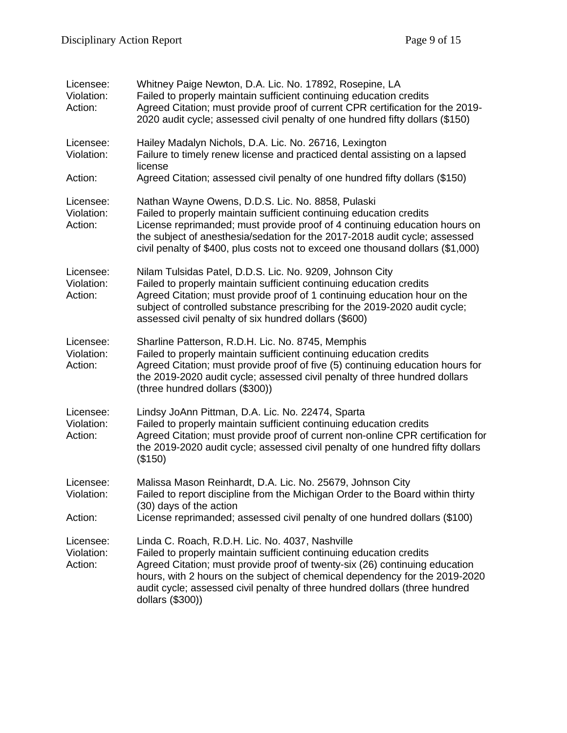Licensee: Whitney Paige Newton, D.A. Lic. No. 17892, Rosepine, LA
Violation: Failed to properly maintain sufficient continuing education credits
Action: Agreed Citation; must provide proof of current CPR certification for the 2019-2020 audit cycle; assessed civil penalty of one hundred fifty dollars ($150)

Licensee: Hailey Madalyn Nichols, D.A. Lic. No. 26716, Lexington
Violation: Failure to timely renew license and practiced dental assisting on a lapsed license
Action: Agreed Citation; assessed civil penalty of one hundred fifty dollars ($150)

Licensee: Nathan Wayne Owens, D.D.S. Lic. No. 8858, Pulaski
Violation: Failed to properly maintain sufficient continuing education credits
Action: License reprimanded; must provide proof of 4 continuing education hours on the subject of anesthesia/sedation for the 2017-2018 audit cycle; assessed civil penalty of $400, plus costs not to exceed one thousand dollars ($1,000)

Licensee: Nilam Tulsidas Patel, D.D.S. Lic. No. 9209, Johnson City
Violation: Failed to properly maintain sufficient continuing education credits
Action: Agreed Citation; must provide proof of 1 continuing education hour on the subject of controlled substance prescribing for the 2019-2020 audit cycle; assessed civil penalty of six hundred dollars ($600)

Licensee: Sharline Patterson, R.D.H. Lic. No. 8745, Memphis
Violation: Failed to properly maintain sufficient continuing education credits
Action: Agreed Citation; must provide proof of five (5) continuing education hours for the 2019-2020 audit cycle; assessed civil penalty of three hundred dollars (three hundred dollars ($300))

Licensee: Lindsy JoAnn Pittman, D.A. Lic. No. 22474, Sparta
Violation: Failed to properly maintain sufficient continuing education credits
Action: Agreed Citation; must provide proof of current non-online CPR certification for the 2019-2020 audit cycle; assessed civil penalty of one hundred fifty dollars ($150)

Licensee: Malissa Mason Reinhardt, D.A. Lic. No. 25679, Johnson City
Violation: Failed to report discipline from the Michigan Order to the Board within thirty (30) days of the action
Action: License reprimanded; assessed civil penalty of one hundred dollars ($100)

Licensee: Linda C. Roach, R.D.H. Lic. No. 4037, Nashville
Violation: Failed to properly maintain sufficient continuing education credits
Action: Agreed Citation; must provide proof of twenty-six (26) continuing education hours, with 2 hours on the subject of chemical dependency for the 2019-2020 audit cycle; assessed civil penalty of three hundred dollars (three hundred dollars ($300))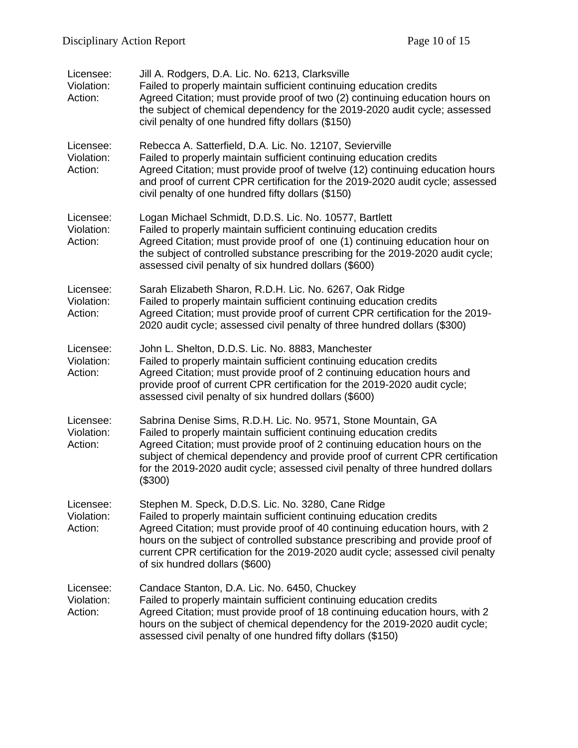Licensee: Jill A. Rodgers, D.A. Lic. No. 6213, Clarksville
Violation: Failed to properly maintain sufficient continuing education credits
Action: Agreed Citation; must provide proof of two (2) continuing education hours on the subject of chemical dependency for the 2019-2020 audit cycle; assessed civil penalty of one hundred fifty dollars ($150)

Licensee: Rebecca A. Satterfield, D.A. Lic. No. 12107, Sevierville
Violation: Failed to properly maintain sufficient continuing education credits
Action: Agreed Citation; must provide proof of twelve (12) continuing education hours and proof of current CPR certification for the 2019-2020 audit cycle; assessed civil penalty of one hundred fifty dollars ($150)

Licensee: Logan Michael Schmidt, D.D.S. Lic. No. 10577, Bartlett
Violation: Failed to properly maintain sufficient continuing education credits
Action: Agreed Citation; must provide proof of one (1) continuing education hour on the subject of controlled substance prescribing for the 2019-2020 audit cycle; assessed civil penalty of six hundred dollars ($600)

Licensee: Sarah Elizabeth Sharon, R.D.H. Lic. No. 6267, Oak Ridge
Violation: Failed to properly maintain sufficient continuing education credits
Action: Agreed Citation; must provide proof of current CPR certification for the 2019-2020 audit cycle; assessed civil penalty of three hundred dollars ($300)

Licensee: John L. Shelton, D.D.S. Lic. No. 8883, Manchester
Violation: Failed to properly maintain sufficient continuing education credits
Action: Agreed Citation; must provide proof of 2 continuing education hours and provide proof of current CPR certification for the 2019-2020 audit cycle; assessed civil penalty of six hundred dollars ($600)

Licensee: Sabrina Denise Sims, R.D.H. Lic. No. 9571, Stone Mountain, GA
Violation: Failed to properly maintain sufficient continuing education credits
Action: Agreed Citation; must provide proof of 2 continuing education hours on the subject of chemical dependency and provide proof of current CPR certification for the 2019-2020 audit cycle; assessed civil penalty of three hundred dollars ($300)

Licensee: Stephen M. Speck, D.D.S. Lic. No. 3280, Cane Ridge
Violation: Failed to properly maintain sufficient continuing education credits
Action: Agreed Citation; must provide proof of 40 continuing education hours, with 2 hours on the subject of controlled substance prescribing and provide proof of current CPR certification for the 2019-2020 audit cycle; assessed civil penalty of six hundred dollars ($600)

Licensee: Candace Stanton, D.A. Lic. No. 6450, Chuckey
Violation: Failed to properly maintain sufficient continuing education credits
Action: Agreed Citation; must provide proof of 18 continuing education hours, with 2 hours on the subject of chemical dependency for the 2019-2020 audit cycle; assessed civil penalty of one hundred fifty dollars ($150)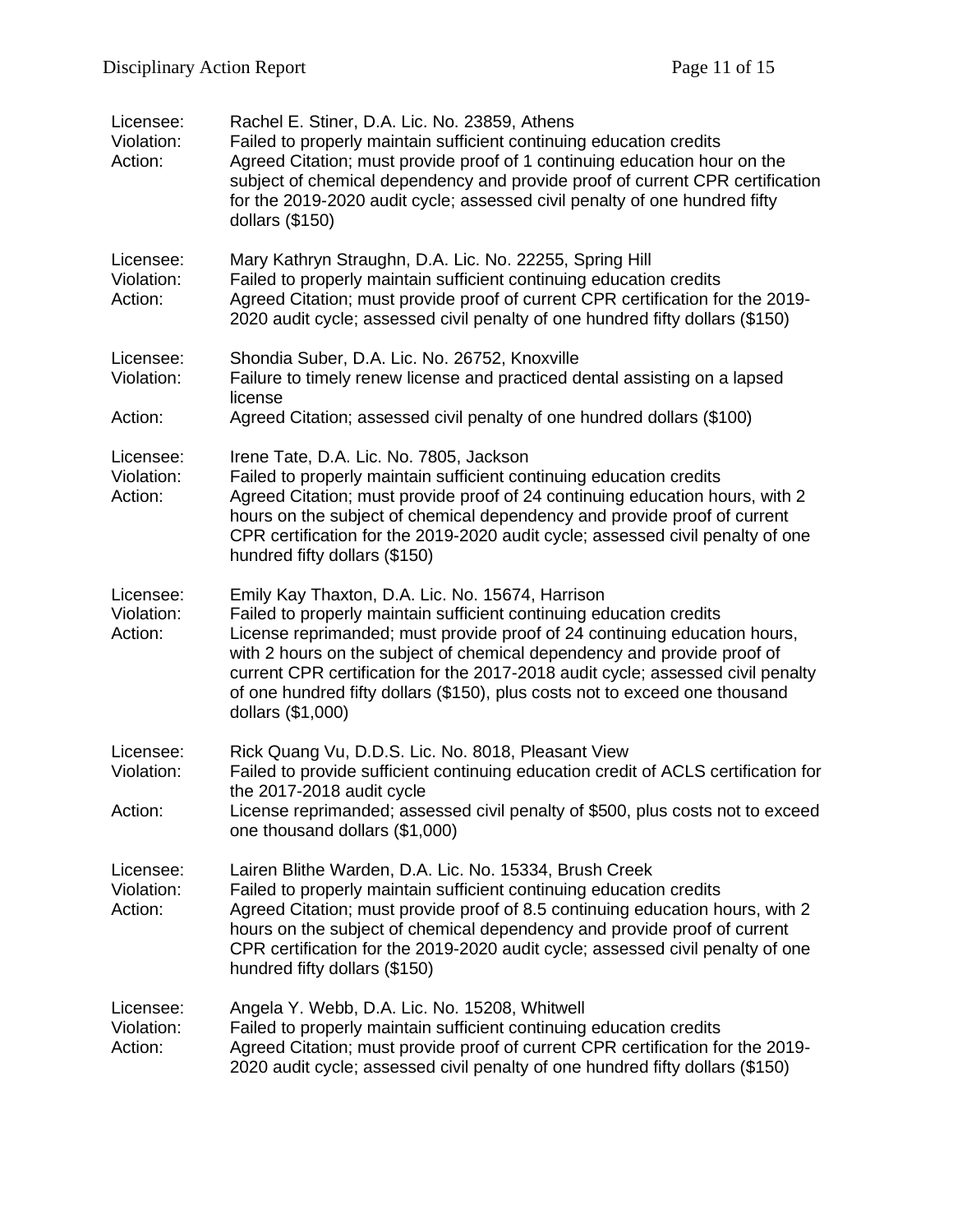Licensee: Rachel E. Stiner, D.A. Lic. No. 23859, Athens
Violation: Failed to properly maintain sufficient continuing education credits
Action: Agreed Citation; must provide proof of 1 continuing education hour on the subject of chemical dependency and provide proof of current CPR certification for the 2019-2020 audit cycle; assessed civil penalty of one hundred fifty dollars ($150)

Licensee: Mary Kathryn Straughn, D.A. Lic. No. 22255, Spring Hill
Violation: Failed to properly maintain sufficient continuing education credits
Action: Agreed Citation; must provide proof of current CPR certification for the 2019-2020 audit cycle; assessed civil penalty of one hundred fifty dollars ($150)

Licensee: Shondia Suber, D.A. Lic. No. 26752, Knoxville
Violation: Failure to timely renew license and practiced dental assisting on a lapsed license
Action: Agreed Citation; assessed civil penalty of one hundred dollars ($100)

Licensee: Irene Tate, D.A. Lic. No. 7805, Jackson
Violation: Failed to properly maintain sufficient continuing education credits
Action: Agreed Citation; must provide proof of 24 continuing education hours, with 2 hours on the subject of chemical dependency and provide proof of current CPR certification for the 2019-2020 audit cycle; assessed civil penalty of one hundred fifty dollars ($150)

Licensee: Emily Kay Thaxton, D.A. Lic. No. 15674, Harrison
Violation: Failed to properly maintain sufficient continuing education credits
Action: License reprimanded; must provide proof of 24 continuing education hours, with 2 hours on the subject of chemical dependency and provide proof of current CPR certification for the 2017-2018 audit cycle; assessed civil penalty of one hundred fifty dollars ($150), plus costs not to exceed one thousand dollars ($1,000)

Licensee: Rick Quang Vu, D.D.S. Lic. No. 8018, Pleasant View
Violation: Failed to provide sufficient continuing education credit of ACLS certification for the 2017-2018 audit cycle
Action: License reprimanded; assessed civil penalty of $500, plus costs not to exceed one thousand dollars ($1,000)

Licensee: Lairen Blithe Warden, D.A. Lic. No. 15334, Brush Creek
Violation: Failed to properly maintain sufficient continuing education credits
Action: Agreed Citation; must provide proof of 8.5 continuing education hours, with 2 hours on the subject of chemical dependency and provide proof of current CPR certification for the 2019-2020 audit cycle; assessed civil penalty of one hundred fifty dollars ($150)

Licensee: Angela Y. Webb, D.A. Lic. No. 15208, Whitwell
Violation: Failed to properly maintain sufficient continuing education credits
Action: Agreed Citation; must provide proof of current CPR certification for the 2019-2020 audit cycle; assessed civil penalty of one hundred fifty dollars ($150)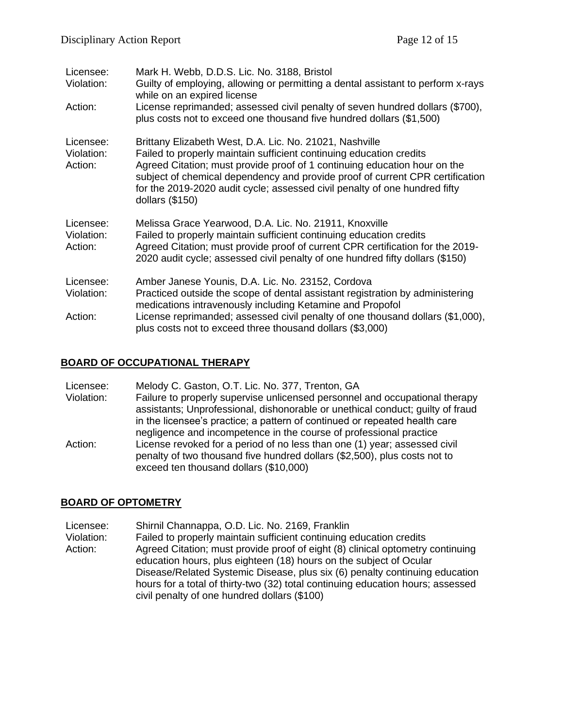Licensee: Mark H. Webb, D.D.S. Lic. No. 3188, Bristol
Violation: Guilty of employing, allowing or permitting a dental assistant to perform x-rays while on an expired license
Action: License reprimanded; assessed civil penalty of seven hundred dollars ($700), plus costs not to exceed one thousand five hundred dollars ($1,500)

Licensee: Brittany Elizabeth West, D.A. Lic. No. 21021, Nashville
Violation: Failed to properly maintain sufficient continuing education credits
Action: Agreed Citation; must provide proof of 1 continuing education hour on the subject of chemical dependency and provide proof of current CPR certification for the 2019-2020 audit cycle; assessed civil penalty of one hundred fifty dollars ($150)

Licensee: Melissa Grace Yearwood, D.A. Lic. No. 21911, Knoxville
Violation: Failed to properly maintain sufficient continuing education credits
Action: Agreed Citation; must provide proof of current CPR certification for the 2019-2020 audit cycle; assessed civil penalty of one hundred fifty dollars ($150)

Licensee: Amber Janese Younis, D.A. Lic. No. 23152, Cordova
Violation: Practiced outside the scope of dental assistant registration by administering medications intravenously including Ketamine and Propofol
Action: License reprimanded; assessed civil penalty of one thousand dollars ($1,000), plus costs not to exceed three thousand dollars ($3,000)

## BOARD OF OCCUPATIONAL THERAPY

Licensee: Melody C. Gaston, O.T. Lic. No. 377, Trenton, GA
Violation: Failure to properly supervise unlicensed personnel and occupational therapy assistants; Unprofessional, dishonorable or unethical conduct; guilty of fraud in the licensee's practice; a pattern of continued or repeated health care negligence and incompetence in the course of professional practice
Action: License revoked for a period of no less than one (1) year; assessed civil penalty of two thousand five hundred dollars ($2,500), plus costs not to exceed ten thousand dollars ($10,000)

## BOARD OF OPTOMETRY

Licensee: Shirnil Channappa, O.D. Lic. No. 2169, Franklin
Violation: Failed to properly maintain sufficient continuing education credits
Action: Agreed Citation; must provide proof of eight (8) clinical optometry continuing education hours, plus eighteen (18) hours on the subject of Ocular Disease/Related Systemic Disease, plus six (6) penalty continuing education hours for a total of thirty-two (32) total continuing education hours; assessed civil penalty of one hundred dollars ($100)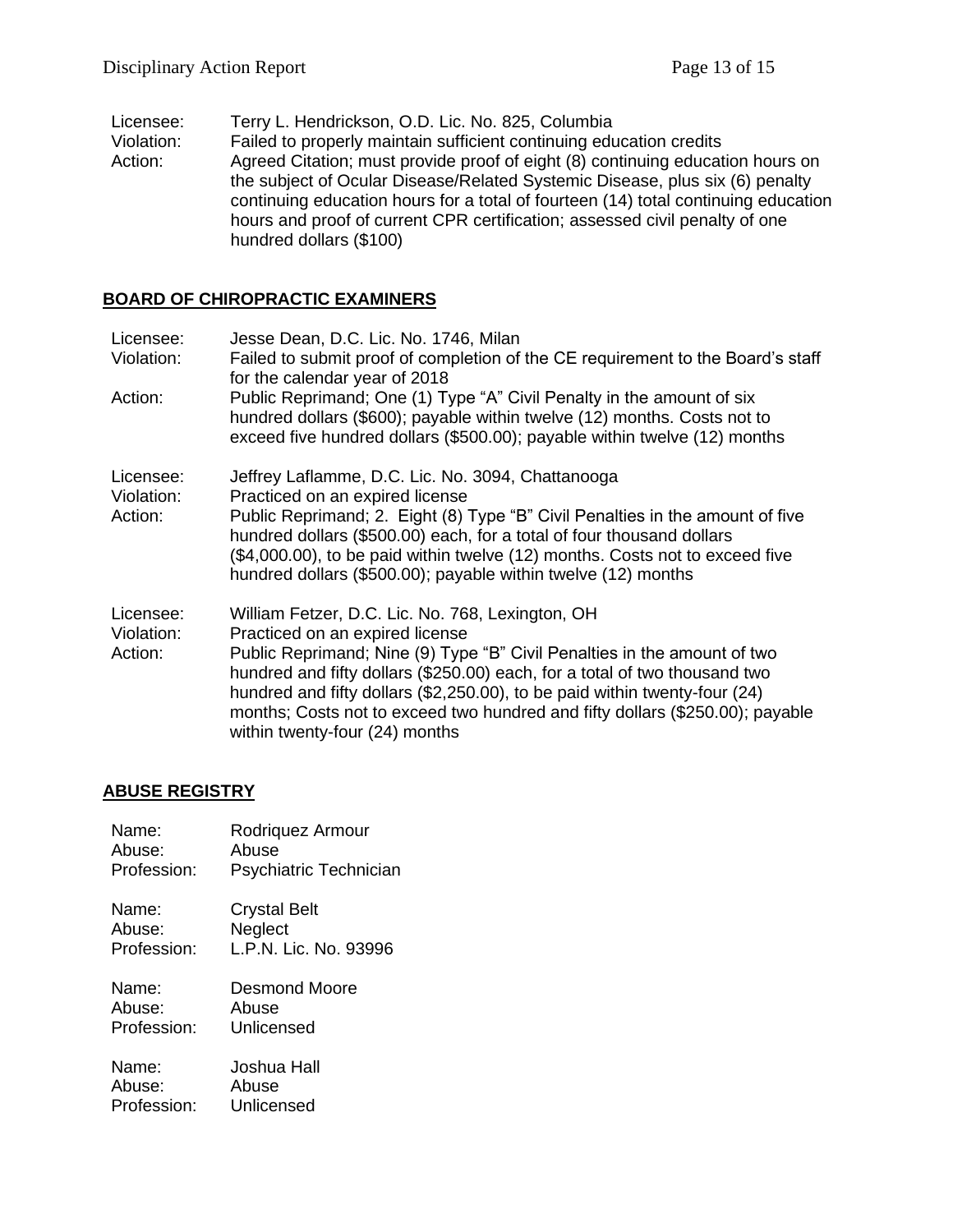Licensee: Terry L. Hendrickson, O.D. Lic. No. 825, Columbia
Violation: Failed to properly maintain sufficient continuing education credits
Action: Agreed Citation; must provide proof of eight (8) continuing education hours on the subject of Ocular Disease/Related Systemic Disease, plus six (6) penalty continuing education hours for a total of fourteen (14) total continuing education hours and proof of current CPR certification; assessed civil penalty of one hundred dollars ($100)

## BOARD OF CHIROPRACTIC EXAMINERS

Licensee: Jesse Dean, D.C. Lic. No. 1746, Milan
Violation: Failed to submit proof of completion of the CE requirement to the Board's staff for the calendar year of 2018
Action: Public Reprimand; One (1) Type "A" Civil Penalty in the amount of six hundred dollars ($600); payable within twelve (12) months. Costs not to exceed five hundred dollars ($500.00); payable within twelve (12) months

Licensee: Jeffrey Laflamme, D.C. Lic. No. 3094, Chattanooga
Violation: Practiced on an expired license
Action: Public Reprimand; 2. Eight (8) Type "B" Civil Penalties in the amount of five hundred dollars ($500.00) each, for a total of four thousand dollars ($4,000.00), to be paid within twelve (12) months. Costs not to exceed five hundred dollars ($500.00); payable within twelve (12) months

Licensee: William Fetzer, D.C. Lic. No. 768, Lexington, OH
Violation: Practiced on an expired license
Action: Public Reprimand; Nine (9) Type "B" Civil Penalties in the amount of two hundred and fifty dollars ($250.00) each, for a total of two thousand two hundred and fifty dollars ($2,250.00), to be paid within twenty-four (24) months; Costs not to exceed two hundred and fifty dollars ($250.00); payable within twenty-four (24) months

## ABUSE REGISTRY

Name: Rodriquez Armour
Abuse: Abuse
Profession: Psychiatric Technician

Name: Crystal Belt
Abuse: Neglect
Profession: L.P.N. Lic. No. 93996

Name: Desmond Moore
Abuse: Abuse
Profession: Unlicensed

Name: Joshua Hall
Abuse: Abuse
Profession: Unlicensed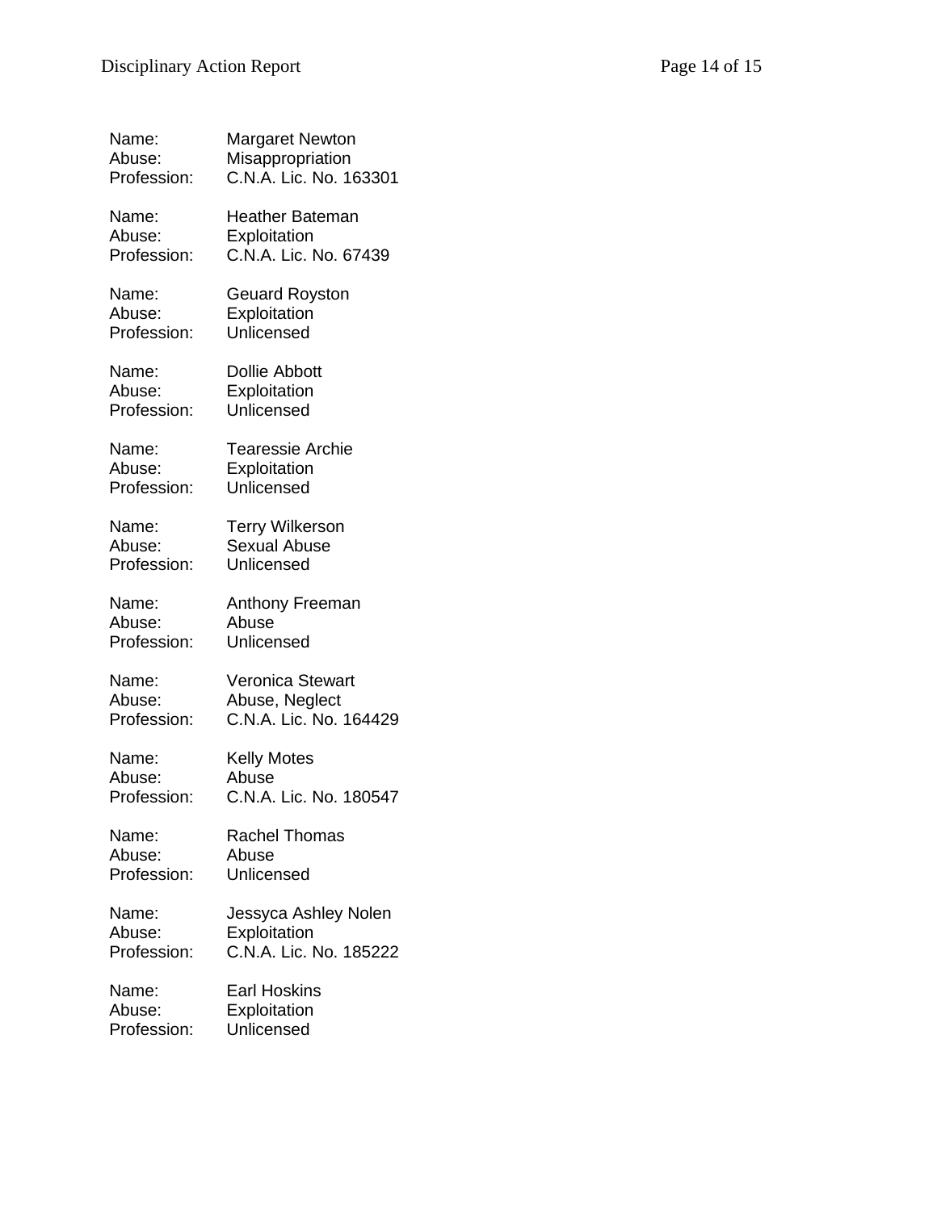Name: Margaret Newton
Abuse: Misappropriation
Profession: C.N.A. Lic. No. 163301

Name: Heather Bateman
Abuse: Exploitation
Profession: C.N.A. Lic. No. 67439

Name: Geuard Royston
Abuse: Exploitation
Profession: Unlicensed

Name: Dollie Abbott
Abuse: Exploitation
Profession: Unlicensed

Name: Tearessie Archie
Abuse: Exploitation
Profession: Unlicensed

Name: Terry Wilkerson
Abuse: Sexual Abuse
Profession: Unlicensed

Name: Anthony Freeman
Abuse: Abuse
Profession: Unlicensed

Name: Veronica Stewart
Abuse: Abuse, Neglect
Profession: C.N.A. Lic. No. 164429

Name: Kelly Motes
Abuse: Abuse
Profession: C.N.A. Lic. No. 180547

Name: Rachel Thomas
Abuse: Abuse
Profession: Unlicensed

Name: Jessyca Ashley Nolen
Abuse: Exploitation
Profession: C.N.A. Lic. No. 185222

Name: Earl Hoskins
Abuse: Exploitation
Profession: Unlicensed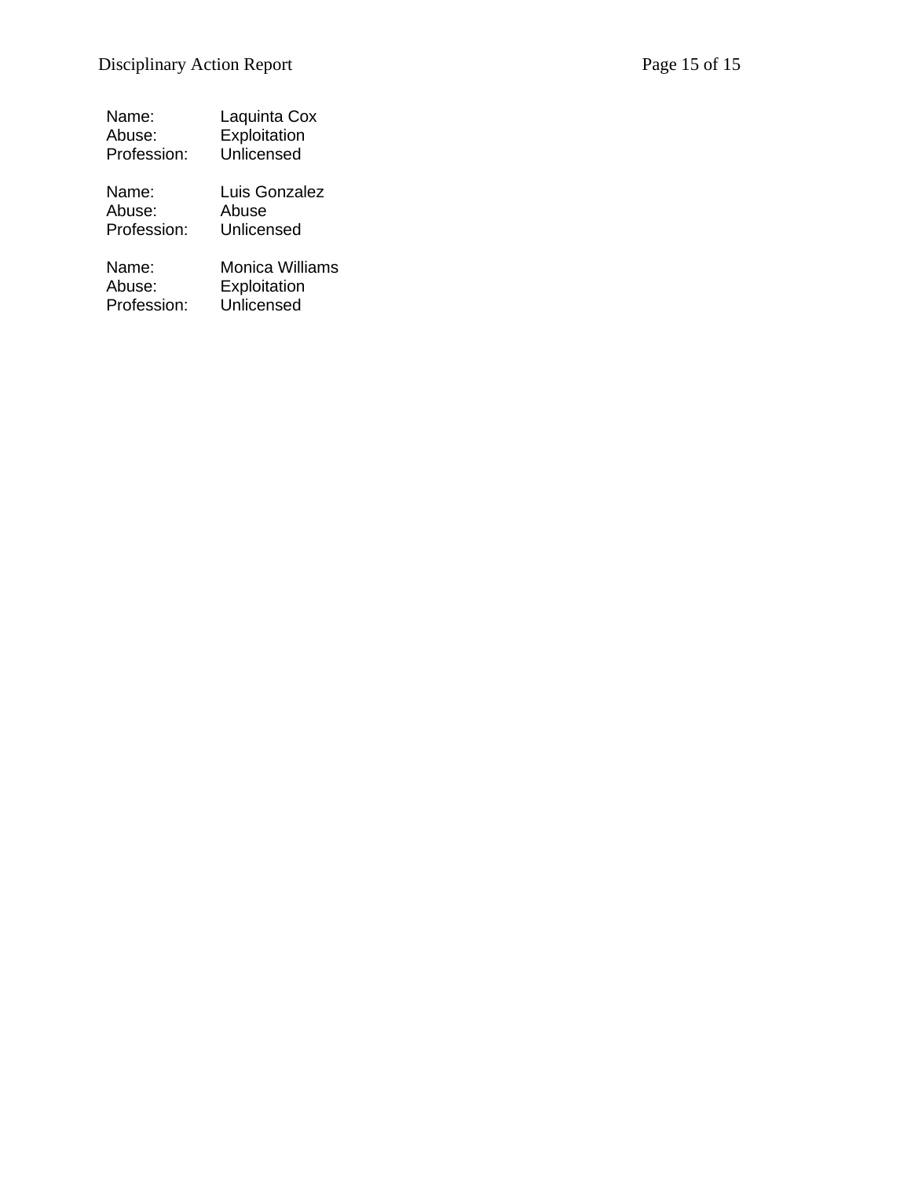Name: Laquinta Cox
Abuse: Exploitation
Profession: Unlicensed

Name: Luis Gonzalez
Abuse: Abuse
Profession: Unlicensed

Name: Monica Williams
Abuse: Exploitation
Profession: Unlicensed